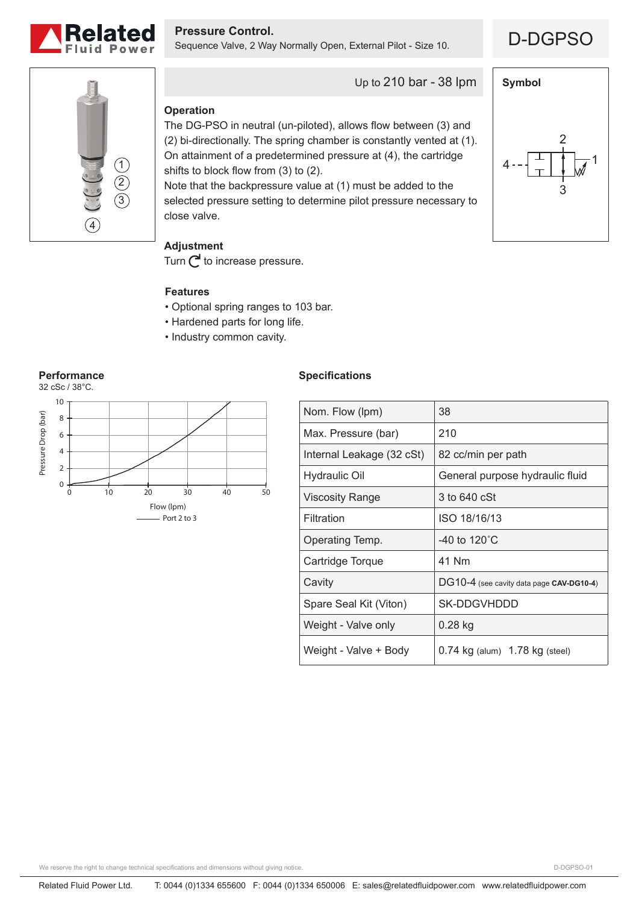# Related Fluid Power

## Pressure Control.

Sequence Valve, 2 Way Normally Open, External Pilot - Size 10.

# D-DGPSO

Up to 210 bar - 38 lpm

### Operation

The DG-PSO in neutral (un-piloted), allows flow between (3) and (2) bi-directionally. The spring chamber is constantly vented at (1). On attainment of a predetermined pressure at (4), the cartridge shifts to block flow from (3) to (2).
Note that the backpressure value at (1) must be added to the selected pressure setting to determine pilot pressure necessary to close valve.

### Adjustment

Turn ↻ to increase pressure.

### Features

- Optional spring ranges to 103 bar.
- Hardened parts for long life.
- Industry common cavity.

### Symbol

### Performance

32 cSc / 38°C.

Pressure Drop (bar) vs Flow (lpm) — Port 2 to 3

### Specifications

| | |
|---|---|
| Nom. Flow (lpm) | 38 |
| Max. Pressure (bar) | 210 |
| Internal Leakage (32 cSt) | 82 cc/min per path |
| Hydraulic Oil | General purpose hydraulic fluid |
| Viscosity Range | 3 to 640 cSt |
| Filtration | ISO 18/16/13 |
| Operating Temp. | -40 to 120˚C |
| Cartridge Torque | 41 Nm |
| Cavity | DG10-4 (see cavity data page **CAV-DG10-4**) |
| Spare Seal Kit (Viton) | SK-DDGVHDDD |
| Weight - Valve only | 0.28 kg |
| Weight - Valve + Body | 0.74 kg (alum) 1.78 kg (steel) |

We reserve the right to change technical specifications and dimensions without giving notice.

D-DGPSO-01

Related Fluid Power Ltd. T: 0044 (0)1334 655600 F: 0044 (0)1334 650006 E: sales@relatedfluidpower.com www.relatedfluidpower.com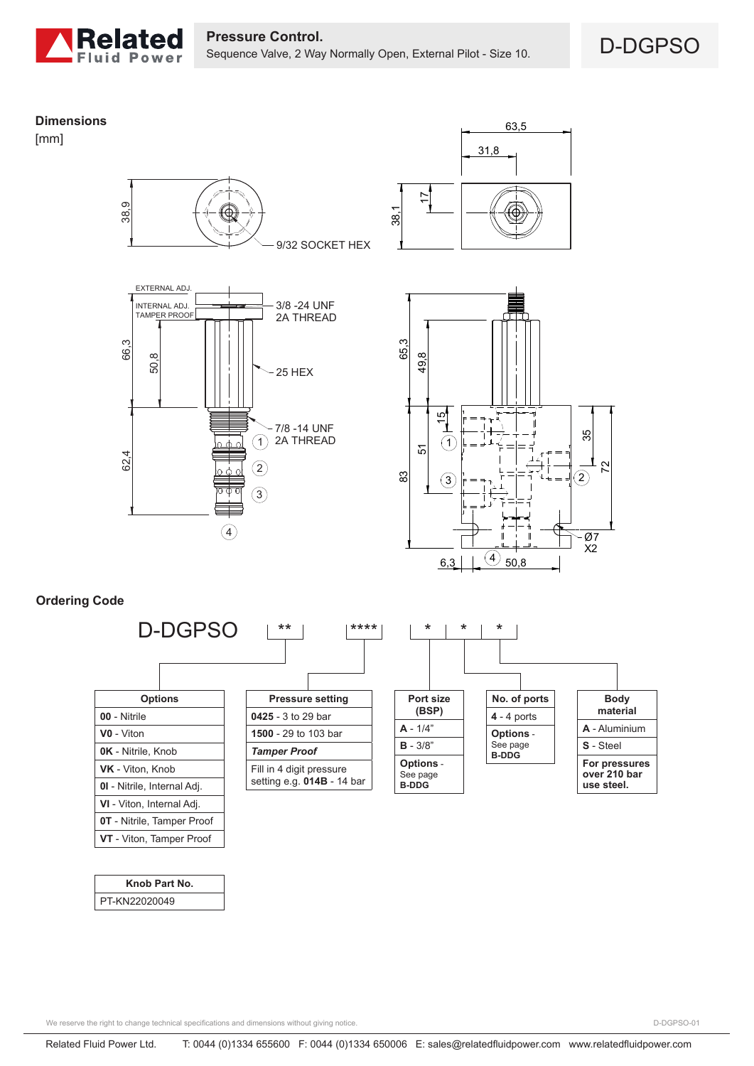**Pressure Control.**
Sequence Valve, 2 Way Normally Open, External Pilot - Size 10.

D-DGPSO

## Dimensions
[mm]

63,5
31,8
38,9
38,1
17
9/32 SOCKET HEX
EXTERNAL ADJ.
INTERNAL ADJ.
TAMPER PROOF
3/8 -24 UNF
2A THREAD
66,3
50,8
25 HEX
7/8 -14 UNF
2A THREAD
62,4
65,3
49,8
15
51
83
35
72
Ø7
X2
6,3
50,8

## Ordering Code

D-DGPSO ** **** * * *

| Options |
|---|
| **00** - Nitrile |
| **V0** - Viton |
| **0K** - Nitrile, Knob |
| **VK** - Viton, Knob |
| **0I** - Nitrile, Internal Adj. |
| **VI** - Viton, Internal Adj. |
| **0T** - Nitrile, Tamper Proof |
| **VT** - Viton, Tamper Proof |

| Pressure setting |
|---|
| **0425** - 3 to 29 bar |
| **1500** - 29 to 103 bar |
| ***Tamper Proof*** |
| Fill in 4 digit pressure setting e.g. **014B** - 14 bar |

| Port size (BSP) |
|---|
| **A** - 1/4" |
| **B** - 3/8" |
| **Options** - See page **B-DDG** |

| No. of ports |
|---|
| **4** - 4 ports |
| **Options** - See page **B-DDG** |

| Body material |
|---|
| **A** - Aluminium |
| **S** - Steel |
| **For pressures over 210 bar use steel.** |

| Knob Part No. |
|---|
| PT-KN22020049 |

We reserve the right to change technical specifications and dimensions without giving notice.

D-DGPSO-01

Related Fluid Power Ltd. T: 0044 (0)1334 655600 F: 0044 (0)1334 650006 E: sales@relatedfluidpower.com www.relatedfluidpower.com